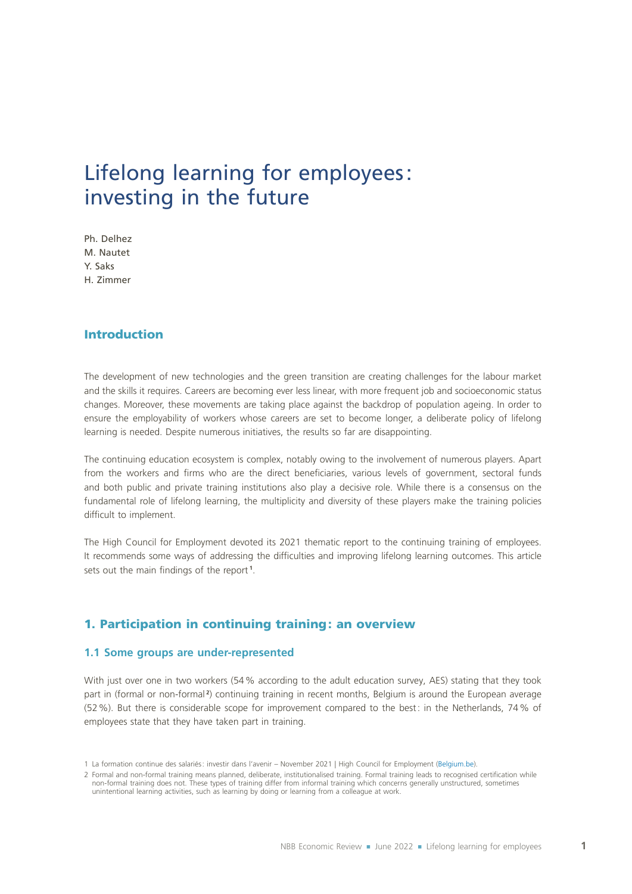# Lifelong learning for employees: investing in the future

Ph. Delhez
M. Nautet
Y. Saks
H. Zimmer

## Introduction

The development of new technologies and the green transition are creating challenges for the labour market and the skills it requires. Careers are becoming ever less linear, with more frequent job and socioeconomic status changes. Moreover, these movements are taking place against the backdrop of population ageing. In order to ensure the employability of workers whose careers are set to become longer, a deliberate policy of lifelong learning is needed. Despite numerous initiatives, the results so far are disappointing.

The continuing education ecosystem is complex, notably owing to the involvement of numerous players. Apart from the workers and firms who are the direct beneficiaries, various levels of government, sectoral funds and both public and private training institutions also play a decisive role. While there is a consensus on the fundamental role of lifelong learning, the multiplicity and diversity of these players make the training policies difficult to implement.

The High Council for Employment devoted its 2021 thematic report to the continuing training of employees. It recommends some ways of addressing the difficulties and improving lifelong learning outcomes. This article sets out the main findings of the report[1].

## 1. Participation in continuing training: an overview

### 1.1 Some groups are under-represented

With just over one in two workers (54 % according to the adult education survey, AES) stating that they took part in (formal or non-formal[2]) continuing training in recent months, Belgium is around the European average (52 %). But there is considerable scope for improvement compared to the best: in the Netherlands, 74 % of employees state that they have taken part in training.

1 La formation continue des salariés: investir dans l'avenir – November 2021 | High Council for Employment (Belgium.be).

2 Formal and non-formal training means planned, deliberate, institutionalised training. Formal training leads to recognised certification while non-formal training does not. These types of training differ from informal training which concerns generally unstructured, sometimes unintentional learning activities, such as learning by doing or learning from a colleague at work.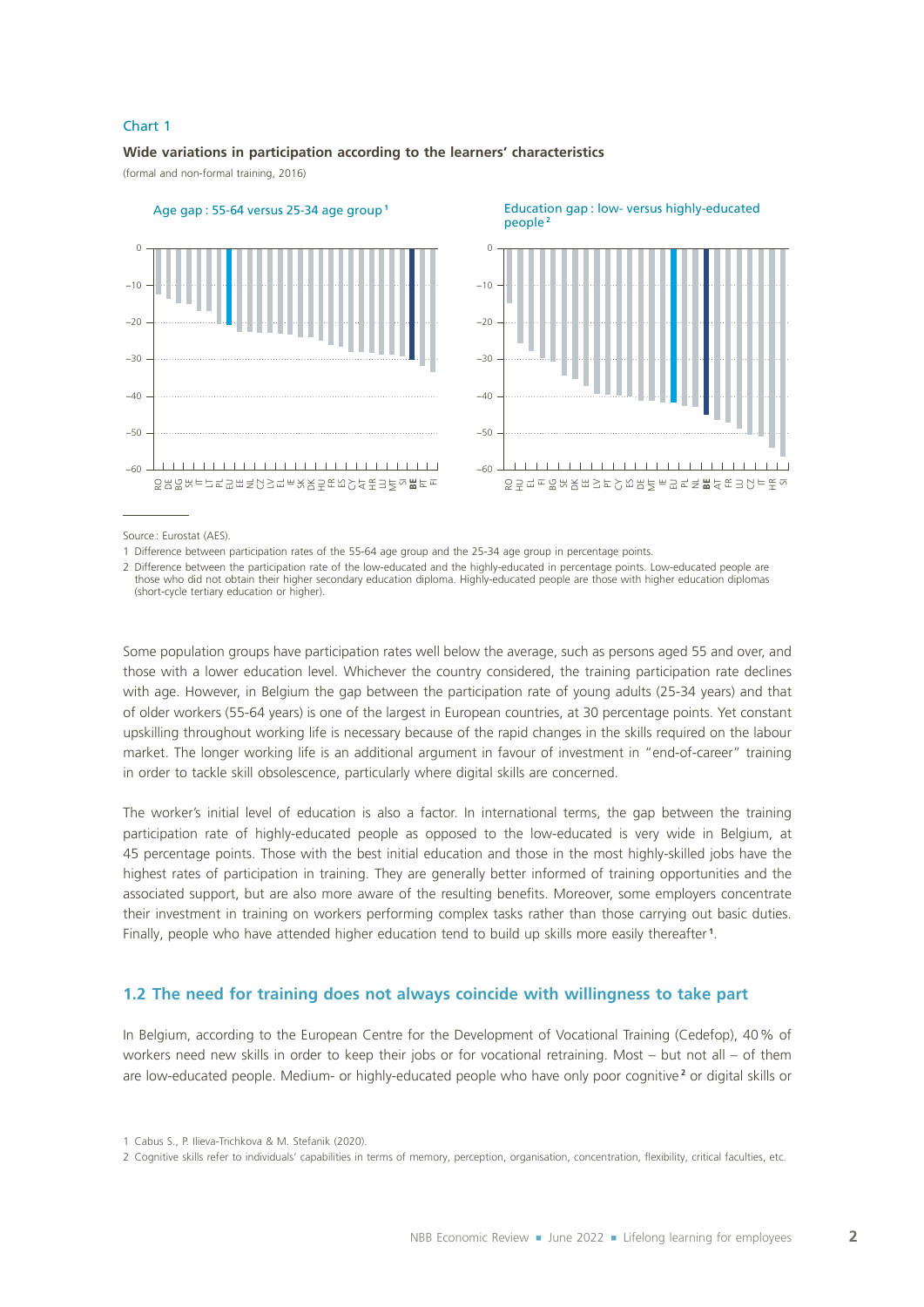Chart 1

**Wide variations in participation according to the learners' characteristics**

(formal and non-formal training, 2016)

Age gap : 55-64 versus 25-34 age group[1]

Education gap : low- versus highly-educated people[2]

Source : Eurostat (AES).

1 Difference between participation rates of the 55-64 age group and the 25-34 age group in percentage points.

2 Difference between the participation rate of the low-educated and the highly-educated in percentage points. Low-educated people are those who did not obtain their higher secondary education diploma. Highly-educated people are those with higher education diplomas (short-cycle tertiary education or higher).

Some population groups have participation rates well below the average, such as persons aged 55 and over, and those with a lower education level. Whichever the country considered, the training participation rate declines with age. However, in Belgium the gap between the participation rate of young adults (25-34 years) and that of older workers (55-64 years) is one of the largest in European countries, at 30 percentage points. Yet constant upskilling throughout working life is necessary because of the rapid changes in the skills required on the labour market. The longer working life is an additional argument in favour of investment in "end-of-career" training in order to tackle skill obsolescence, particularly where digital skills are concerned.

The worker's initial level of education is also a factor. In international terms, the gap between the training participation rate of highly-educated people as opposed to the low-educated is very wide in Belgium, at 45 percentage points. Those with the best initial education and those in the most highly-skilled jobs have the highest rates of participation in training. They are generally better informed of training opportunities and the associated support, but are also more aware of the resulting benefits. Moreover, some employers concentrate their investment in training on workers performing complex tasks rather than those carrying out basic duties. Finally, people who have attended higher education tend to build up skills more easily thereafter[1].

## 1.2 The need for training does not always coincide with willingness to take part

In Belgium, according to the European Centre for the Development of Vocational Training (Cedefop), 40% of workers need new skills in order to keep their jobs or for vocational retraining. Most – but not all – of them are low-educated people. Medium- or highly-educated people who have only poor cognitive[2] or digital skills or

1 Cabus S., P. Ilieva-Trichkova & M. Stefanik (2020).

2 Cognitive skills refer to individuals' capabilities in terms of memory, perception, organisation, concentration, flexibility, critical faculties, etc.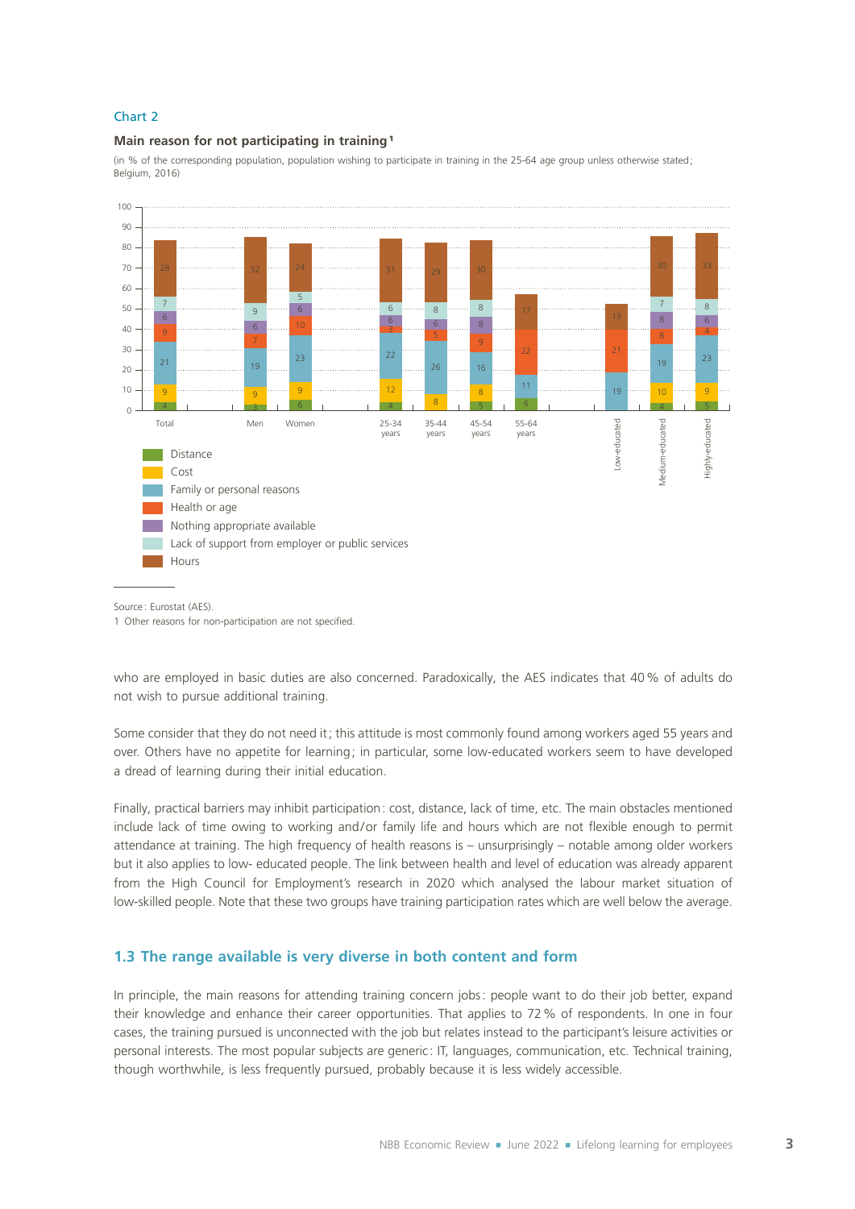Chart 2

**Main reason for not participating in training**[1]

(in % of the corresponding population, population wishing to participate in training in the 25-64 age group unless otherwise stated; Belgium, 2016)

| | Distance | Cost | Family or personal reasons | Health or age | Nothing appropriate available | Lack of support from employer or public services | Hours |
|---|---|---|---|---|---|---|---|
| Total | 4 | 9 | 21 | 9 | 6 | 7 | 28 |
| Men | 3 | 9 | 19 | 7 | 6 | 9 | 32 |
| Women | 6 | 9 | 23 | 10 | 6 | 5 | 24 |
| 25-34 years | 4 | 12 | 22 | 3 | 6 | 6 | 31 |
| 35-44 years | | 8 | 26 | 5 | 6 | 8 | 29 |
| 45-54 years | 5 | 8 | 16 | 9 | 8 | 8 | 30 |
| 55-64 years | 6 | | 11 | 22 | | | 17 |
| Low-educated | | | 19 | 21 | | | 13 |
| Medium-educated | 4 | 10 | 19 | 8 | 8 | 7 | 30 |
| Highly-educated | 5 | 9 | 23 | 4 | 6 | 8 | 33 |

Source: Eurostat (AES).

1 Other reasons for non-participation are not specified.

who are employed in basic duties are also concerned. Paradoxically, the AES indicates that 40 % of adults do not wish to pursue additional training.

Some consider that they do not need it; this attitude is most commonly found among workers aged 55 years and over. Others have no appetite for learning; in particular, some low-educated workers seem to have developed a dread of learning during their initial education.

Finally, practical barriers may inhibit participation: cost, distance, lack of time, etc. The main obstacles mentioned include lack of time owing to working and/or family life and hours which are not flexible enough to permit attendance at training. The high frequency of health reasons is – unsurprisingly – notable among older workers but it also applies to low- educated people. The link between health and level of education was already apparent from the High Council for Employment's research in 2020 which analysed the labour market situation of low-skilled people. Note that these two groups have training participation rates which are well below the average.

## 1.3 The range available is very diverse in both content and form

In principle, the main reasons for attending training concern jobs: people want to do their job better, expand their knowledge and enhance their career opportunities. That applies to 72 % of respondents. In one in four cases, the training pursued is unconnected with the job but relates instead to the participant's leisure activities or personal interests. The most popular subjects are generic: IT, languages, communication, etc. Technical training, though worthwhile, is less frequently pursued, probably because it is less widely accessible.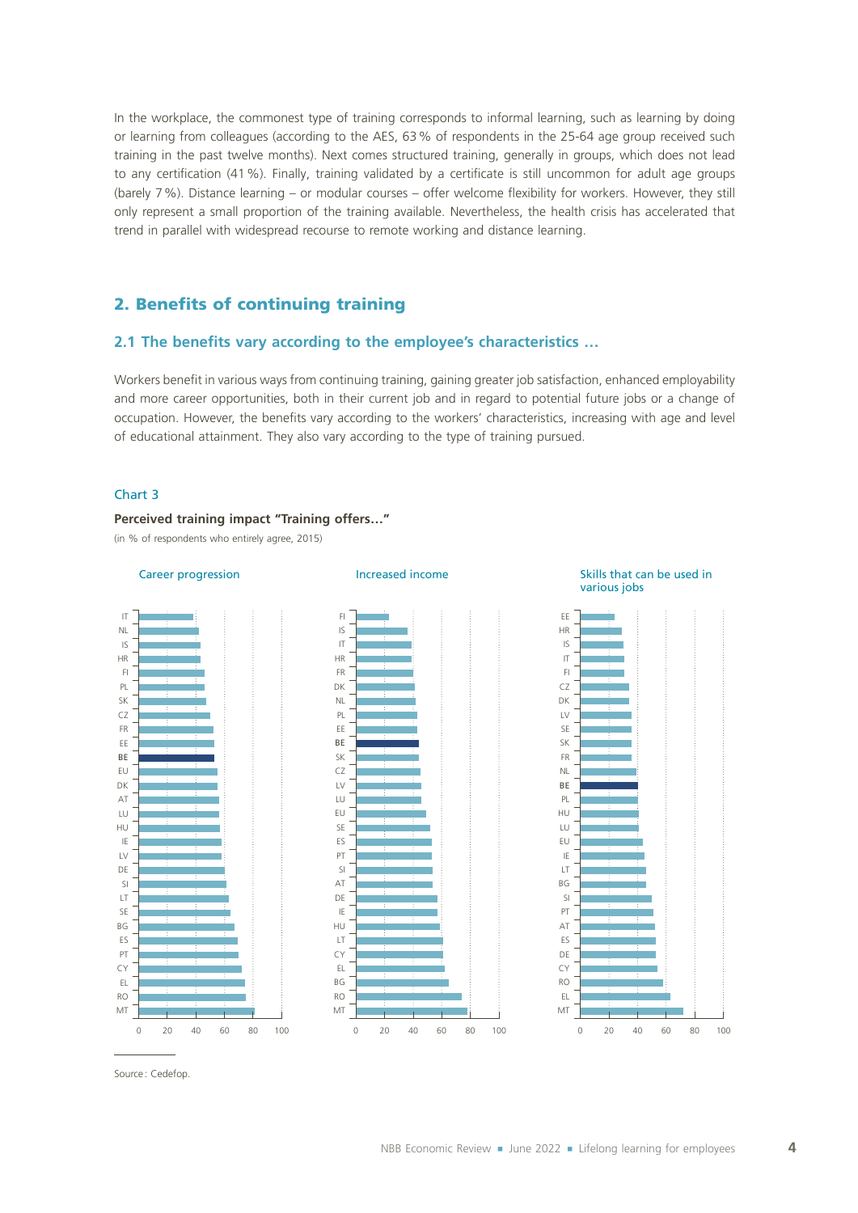In the workplace, the commonest type of training corresponds to informal learning, such as learning by doing or learning from colleagues (according to the AES, 63 % of respondents in the 25-64 age group received such training in the past twelve months). Next comes structured training, generally in groups, which does not lead to any certification (41 %). Finally, training validated by a certificate is still uncommon for adult age groups (barely 7 %). Distance learning – or modular courses – offer welcome flexibility for workers. However, they still only represent a small proportion of the training available. Nevertheless, the health crisis has accelerated that trend in parallel with widespread recourse to remote working and distance learning.

## 2. Benefits of continuing training

### 2.1 The benefits vary according to the employee's characteristics …

Workers benefit in various ways from continuing training, gaining greater job satisfaction, enhanced employability and more career opportunities, both in their current job and in regard to potential future jobs or a change of occupation. However, the benefits vary according to the workers' characteristics, increasing with age and level of educational attainment. They also vary according to the type of training pursued.

Chart 3

**Perceived training impact "Training offers…"**

(in % of respondents who entirely agree, 2015)

Career progression: IT, NL, IS, HR, FI, PL, SK, CZ, FR, EE, **BE**, EU, DK, AT, LU, HU, IE, LV, DE, SI, LT, SE, BG, ES, PT, CY, EL, RO, MT

Increased income: FI, IS, IT, HR, FR, DK, NL, PL, EE, **BE**, SK, CZ, LV, LU, EU, SE, ES, PT, SI, AT, DE, IE, HU, LT, CY, EL, BG, RO, MT

Skills that can be used in various jobs: EE, HR, IS, IT, FI, CZ, DK, LV, SE, SK, FR, NL, **BE**, PL, HU, LU, EU, IE, LT, BG, SI, PT, AT, ES, DE, CY, RO, EL, MT

(x-axis: 0, 20, 40, 60, 80, 100)

Source: Cedefop.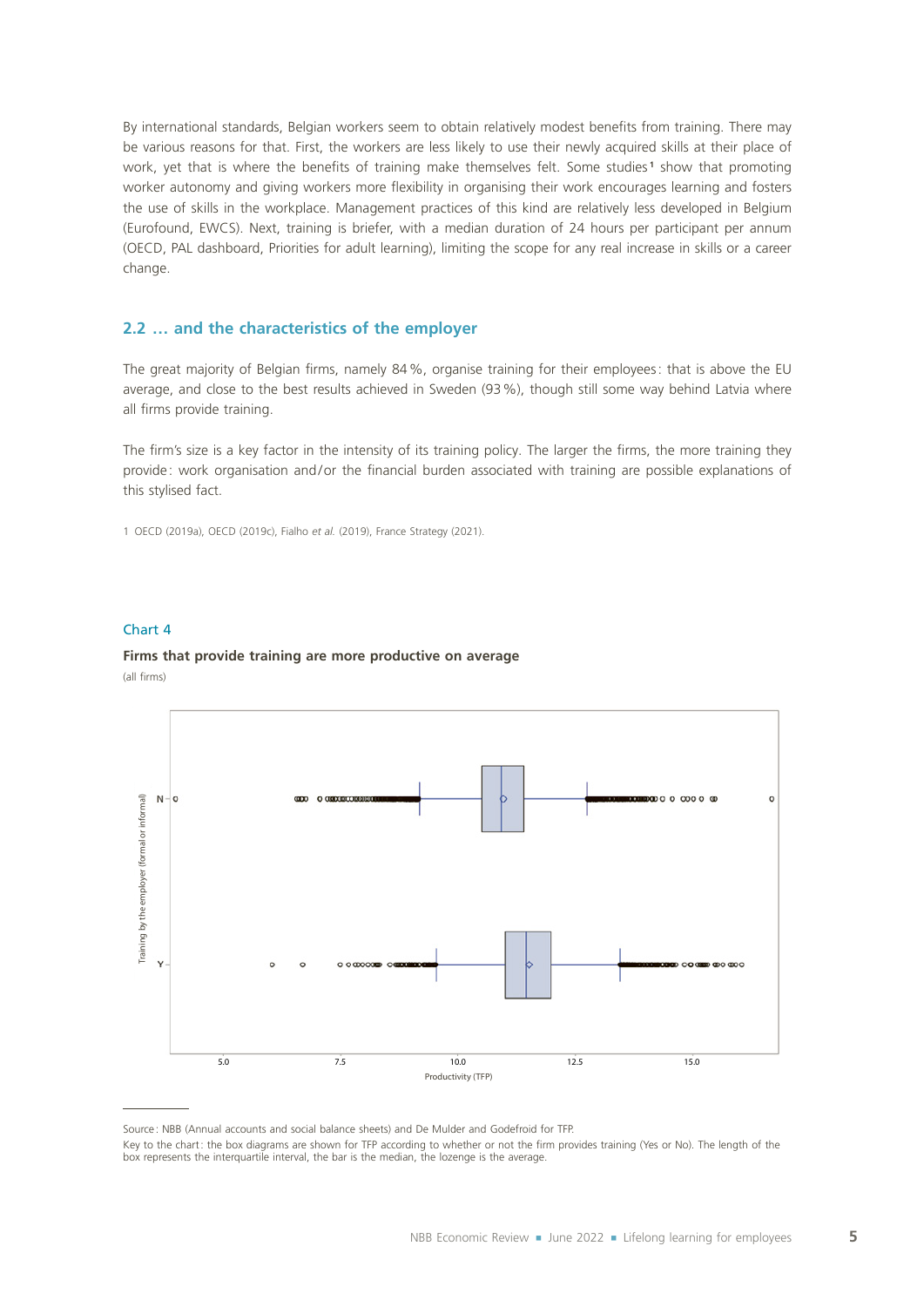By international standards, Belgian workers seem to obtain relatively modest benefits from training. There may be various reasons for that. First, the workers are less likely to use their newly acquired skills at their place of work, yet that is where the benefits of training make themselves felt. Some studies[1] show that promoting worker autonomy and giving workers more flexibility in organising their work encourages learning and fosters the use of skills in the workplace. Management practices of this kind are relatively less developed in Belgium (Eurofound, EWCS). Next, training is briefer, with a median duration of 24 hours per participant per annum (OECD, PAL dashboard, Priorities for adult learning), limiting the scope for any real increase in skills or a career change.

## 2.2 … and the characteristics of the employer

The great majority of Belgian firms, namely 84 %, organise training for their employees: that is above the EU average, and close to the best results achieved in Sweden (93 %), though still some way behind Latvia where all firms provide training.

The firm's size is a key factor in the intensity of its training policy. The larger the firms, the more training they provide: work organisation and/or the financial burden associated with training are possible explanations of this stylised fact.

1 OECD (2019a), OECD (2019c), Fialho *et al.* (2019), France Strategy (2021).

Chart 4

**Firms that provide training are more productive on average**

(all firms)

Source: NBB (Annual accounts and social balance sheets) and De Mulder and Godefroid for TFP.

Key to the chart: the box diagrams are shown for TFP according to whether or not the firm provides training (Yes or No). The length of the box represents the interquartile interval, the bar is the median, the lozenge is the average.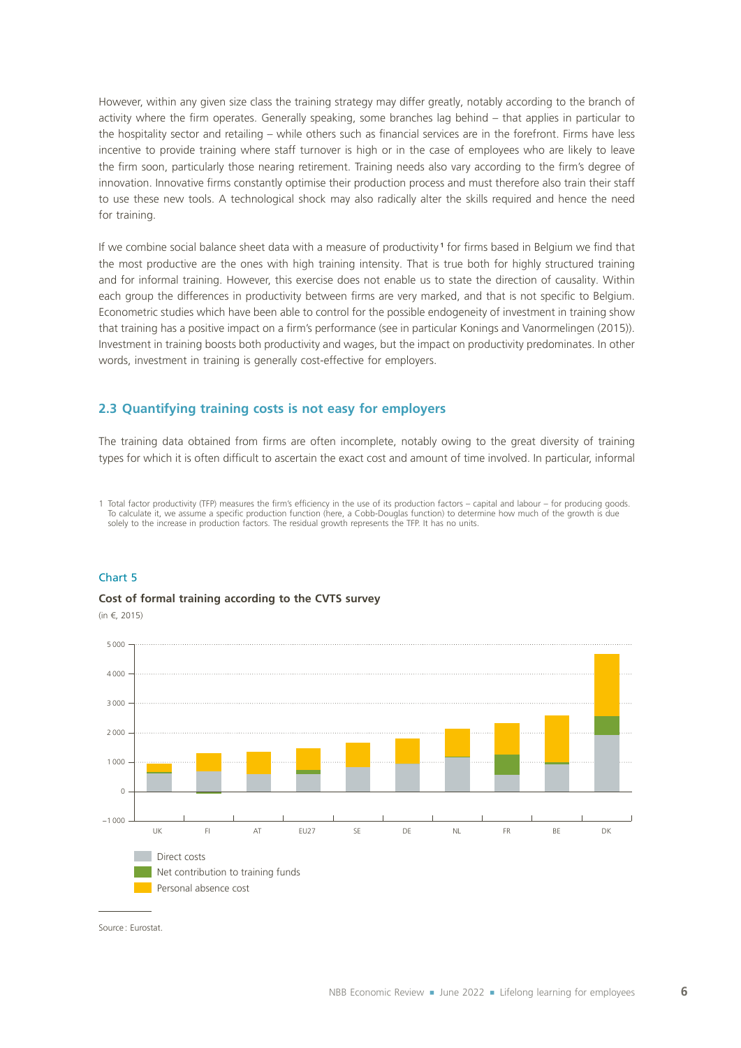However, within any given size class the training strategy may differ greatly, notably according to the branch of activity where the firm operates. Generally speaking, some branches lag behind – that applies in particular to the hospitality sector and retailing – while others such as financial services are in the forefront. Firms have less incentive to provide training where staff turnover is high or in the case of employees who are likely to leave the firm soon, particularly those nearing retirement. Training needs also vary according to the firm's degree of innovation. Innovative firms constantly optimise their production process and must therefore also train their staff to use these new tools. A technological shock may also radically alter the skills required and hence the need for training.

If we combine social balance sheet data with a measure of productivity[1] for firms based in Belgium we find that the most productive are the ones with high training intensity. That is true both for highly structured training and for informal training. However, this exercise does not enable us to state the direction of causality. Within each group the differences in productivity between firms are very marked, and that is not specific to Belgium. Econometric studies which have been able to control for the possible endogeneity of investment in training show that training has a positive impact on a firm's performance (see in particular Konings and Vanormelingen (2015)). Investment in training boosts both productivity and wages, but the impact on productivity predominates. In other words, investment in training is generally cost-effective for employers.

### 2.3 Quantifying training costs is not easy for employers

The training data obtained from firms are often incomplete, notably owing to the great diversity of training types for which it is often difficult to ascertain the exact cost and amount of time involved. In particular, informal

1 Total factor productivity (TFP) measures the firm's efficiency in the use of its production factors – capital and labour – for producing goods. To calculate it, we assume a specific production function (here, a Cobb-Douglas function) to determine how much of the growth is due solely to the increase in production factors. The residual growth represents the TFP. It has no units.

Chart 5

**Cost of formal training according to the CVTS survey**

(in €, 2015)

Legend: Direct costs; Net contribution to training funds; Personal absence cost

Countries: UK, FI, AT, EU27, SE, DE, NL, FR, BE, DK

Source: Eurostat.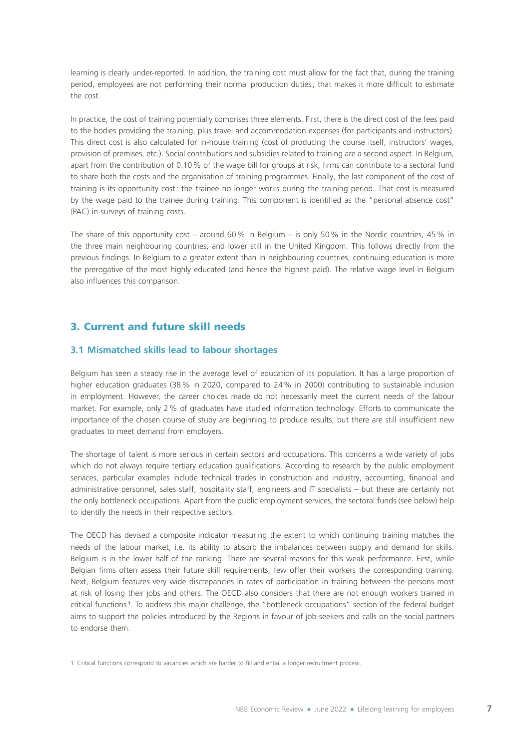learning is clearly under-reported. In addition, the training cost must allow for the fact that, during the training period, employees are not performing their normal production duties; that makes it more difficult to estimate the cost.

In practice, the cost of training potentially comprises three elements. First, there is the direct cost of the fees paid to the bodies providing the training, plus travel and accommodation expenses (for participants and instructors). This direct cost is also calculated for in-house training (cost of producing the course itself, instructors' wages, provision of premises, etc.). Social contributions and subsidies related to training are a second aspect. In Belgium, apart from the contribution of 0.10 % of the wage bill for groups at risk, firms can contribute to a sectoral fund to share both the costs and the organisation of training programmes. Finally, the last component of the cost of training is its opportunity cost: the trainee no longer works during the training period. That cost is measured by the wage paid to the trainee during training. This component is identified as the "personal absence cost" (PAC) in surveys of training costs.

The share of this opportunity cost – around 60 % in Belgium – is only 50 % in the Nordic countries, 45 % in the three main neighbouring countries, and lower still in the United Kingdom. This follows directly from the previous findings. In Belgium to a greater extent than in neighbouring countries, continuing education is more the prerogative of the most highly educated (and hence the highest paid). The relative wage level in Belgium also influences this comparison.

## 3. Current and future skill needs

### 3.1 Mismatched skills lead to labour shortages

Belgium has seen a steady rise in the average level of education of its population. It has a large proportion of higher education graduates (38 % in 2020, compared to 24 % in 2000) contributing to sustainable inclusion in employment. However, the career choices made do not necessarily meet the current needs of the labour market. For example, only 2 % of graduates have studied information technology. Efforts to communicate the importance of the chosen course of study are beginning to produce results, but there are still insufficient new graduates to meet demand from employers.

The shortage of talent is more serious in certain sectors and occupations. This concerns a wide variety of jobs which do not always require tertiary education qualifications. According to research by the public employment services, particular examples include technical trades in construction and industry, accounting, financial and administrative personnel, sales staff, hospitality staff, engineers and IT specialists – but these are certainly not the only bottleneck occupations. Apart from the public employment services, the sectoral funds (see below) help to identify the needs in their respective sectors.

The OECD has devised a composite indicator measuring the extent to which continuing training matches the needs of the labour market, i.e. its ability to absorb the imbalances between supply and demand for skills. Belgium is in the lower half of the ranking. There are several reasons for this weak performance. First, while Belgian firms often assess their future skill requirements, few offer their workers the corresponding training. Next, Belgium features very wide discrepancies in rates of participation in training between the persons most at risk of losing their jobs and others. The OECD also considers that there are not enough workers trained in critical functions[1]. To address this major challenge, the "bottleneck occupations" section of the federal budget aims to support the policies introduced by the Regions in favour of job-seekers and calls on the social partners to endorse them.

1 Critical functions correspond to vacancies which are harder to fill and entail a longer recruitment process.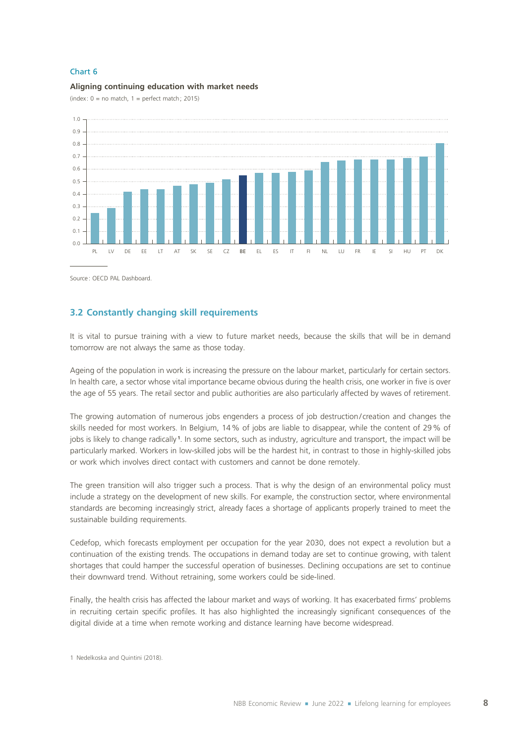Chart 6

**Aligning continuing education with market needs**

(index : 0 = no match, 1 = perfect match ; 2015)

| Country | Index |
|---|---|
| PL | 0.25 |
| LV | 0.29 |
| DE | 0.42 |
| EE | 0.44 |
| LT | 0.44 |
| AT | 0.47 |
| SK | 0.48 |
| SE | 0.49 |
| CZ | 0.52 |
| BE | 0.55 |
| EL | 0.57 |
| ES | 0.57 |
| IT | 0.58 |
| FI | 0.59 |
| NL | 0.66 |
| LU | 0.67 |
| FR | 0.68 |
| IE | 0.68 |
| SI | 0.68 |
| HU | 0.69 |
| PT | 0.70 |
| DK | 0.81 |

Source : OECD PAL Dashboard.

## 3.2 Constantly changing skill requirements

It is vital to pursue training with a view to future market needs, because the skills that will be in demand tomorrow are not always the same as those today.

Ageing of the population in work is increasing the pressure on the labour market, particularly for certain sectors. In health care, a sector whose vital importance became obvious during the health crisis, one worker in five is over the age of 55 years. The retail sector and public authorities are also particularly affected by waves of retirement.

The growing automation of numerous jobs engenders a process of job destruction/creation and changes the skills needed for most workers. In Belgium, 14 % of jobs are liable to disappear, while the content of 29 % of jobs is likely to change radically[1]. In some sectors, such as industry, agriculture and transport, the impact will be particularly marked. Workers in low-skilled jobs will be the hardest hit, in contrast to those in highly-skilled jobs or work which involves direct contact with customers and cannot be done remotely.

The green transition will also trigger such a process. That is why the design of an environmental policy must include a strategy on the development of new skills. For example, the construction sector, where environmental standards are becoming increasingly strict, already faces a shortage of applicants properly trained to meet the sustainable building requirements.

Cedefop, which forecasts employment per occupation for the year 2030, does not expect a revolution but a continuation of the existing trends. The occupations in demand today are set to continue growing, with talent shortages that could hamper the successful operation of businesses. Declining occupations are set to continue their downward trend. Without retraining, some workers could be side-lined.

Finally, the health crisis has affected the labour market and ways of working. It has exacerbated firms' problems in recruiting certain specific profiles. It has also highlighted the increasingly significant consequences of the digital divide at a time when remote working and distance learning have become widespread.

1 Nedelkoska and Quintini (2018).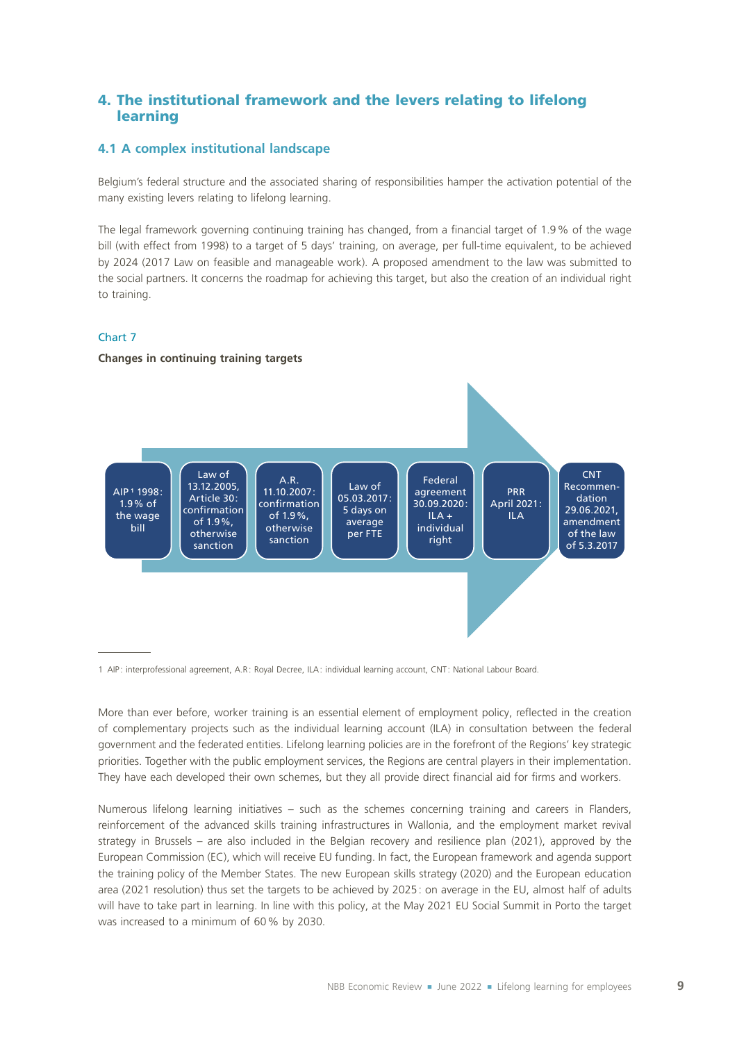## 4. The institutional framework and the levers relating to lifelong learning

### 4.1 A complex institutional landscape

Belgium's federal structure and the associated sharing of responsibilities hamper the activation potential of the many existing levers relating to lifelong learning.

The legal framework governing continuing training has changed, from a financial target of 1.9 % of the wage bill (with effect from 1998) to a target of 5 days' training, on average, per full-time equivalent, to be achieved by 2024 (2017 Law on feasible and manageable work). A proposed amendment to the law was submitted to the social partners. It concerns the roadmap for achieving this target, but also the creation of an individual right to training.

Chart 7

**Changes in continuing training targets**

AIP[1] 1998: 1.9 % of the wage bill → Law of 13.12.2005, Article 30: confirmation of 1.9 %, otherwise sanction → A.R. 11.10.2007: confirmation of 1.9 %, otherwise sanction → Law of 05.03.2017: 5 days on average per FTE → Federal agreement 30.09.2020: ILA + individual right → PRR April 2021: ILA → CNT Recommendation 29.06.2021, amendment of the law of 5.3.2017

1 AIP: interprofessional agreement, A.R: Royal Decree, ILA: individual learning account, CNT: National Labour Board.

More than ever before, worker training is an essential element of employment policy, reflected in the creation of complementary projects such as the individual learning account (ILA) in consultation between the federal government and the federated entities. Lifelong learning policies are in the forefront of the Regions' key strategic priorities. Together with the public employment services, the Regions are central players in their implementation. They have each developed their own schemes, but they all provide direct financial aid for firms and workers.

Numerous lifelong learning initiatives – such as the schemes concerning training and careers in Flanders, reinforcement of the advanced skills training infrastructures in Wallonia, and the employment market revival strategy in Brussels – are also included in the Belgian recovery and resilience plan (2021), approved by the European Commission (EC), which will receive EU funding. In fact, the European framework and agenda support the training policy of the Member States. The new European skills strategy (2020) and the European education area (2021 resolution) thus set the targets to be achieved by 2025: on average in the EU, almost half of adults will have to take part in learning. In line with this policy, at the May 2021 EU Social Summit in Porto the target was increased to a minimum of 60 % by 2030.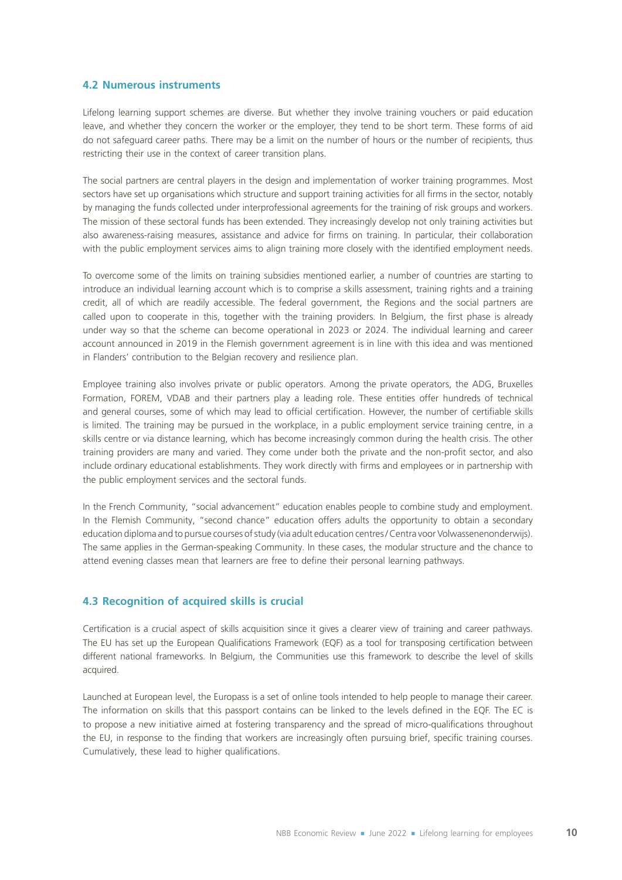### 4.2 Numerous instruments

Lifelong learning support schemes are diverse. But whether they involve training vouchers or paid education leave, and whether they concern the worker or the employer, they tend to be short term. These forms of aid do not safeguard career paths. There may be a limit on the number of hours or the number of recipients, thus restricting their use in the context of career transition plans.

The social partners are central players in the design and implementation of worker training programmes. Most sectors have set up organisations which structure and support training activities for all firms in the sector, notably by managing the funds collected under interprofessional agreements for the training of risk groups and workers. The mission of these sectoral funds has been extended. They increasingly develop not only training activities but also awareness-raising measures, assistance and advice for firms on training. In particular, their collaboration with the public employment services aims to align training more closely with the identified employment needs.

To overcome some of the limits on training subsidies mentioned earlier, a number of countries are starting to introduce an individual learning account which is to comprise a skills assessment, training rights and a training credit, all of which are readily accessible. The federal government, the Regions and the social partners are called upon to cooperate in this, together with the training providers. In Belgium, the first phase is already under way so that the scheme can become operational in 2023 or 2024. The individual learning and career account announced in 2019 in the Flemish government agreement is in line with this idea and was mentioned in Flanders' contribution to the Belgian recovery and resilience plan.

Employee training also involves private or public operators. Among the private operators, the ADG, Bruxelles Formation, FOREM, VDAB and their partners play a leading role. These entities offer hundreds of technical and general courses, some of which may lead to official certification. However, the number of certifiable skills is limited. The training may be pursued in the workplace, in a public employment service training centre, in a skills centre or via distance learning, which has become increasingly common during the health crisis. The other training providers are many and varied. They come under both the private and the non-profit sector, and also include ordinary educational establishments. They work directly with firms and employees or in partnership with the public employment services and the sectoral funds.

In the French Community, "social advancement" education enables people to combine study and employment. In the Flemish Community, "second chance" education offers adults the opportunity to obtain a secondary education diploma and to pursue courses of study (via adult education centres / Centra voor Volwassenenonderwijs). The same applies in the German-speaking Community. In these cases, the modular structure and the chance to attend evening classes mean that learners are free to define their personal learning pathways.

### 4.3 Recognition of acquired skills is crucial

Certification is a crucial aspect of skills acquisition since it gives a clearer view of training and career pathways. The EU has set up the European Qualifications Framework (EQF) as a tool for transposing certification between different national frameworks. In Belgium, the Communities use this framework to describe the level of skills acquired.

Launched at European level, the Europass is a set of online tools intended to help people to manage their career. The information on skills that this passport contains can be linked to the levels defined in the EQF. The EC is to propose a new initiative aimed at fostering transparency and the spread of micro-qualifications throughout the EU, in response to the finding that workers are increasingly often pursuing brief, specific training courses. Cumulatively, these lead to higher qualifications.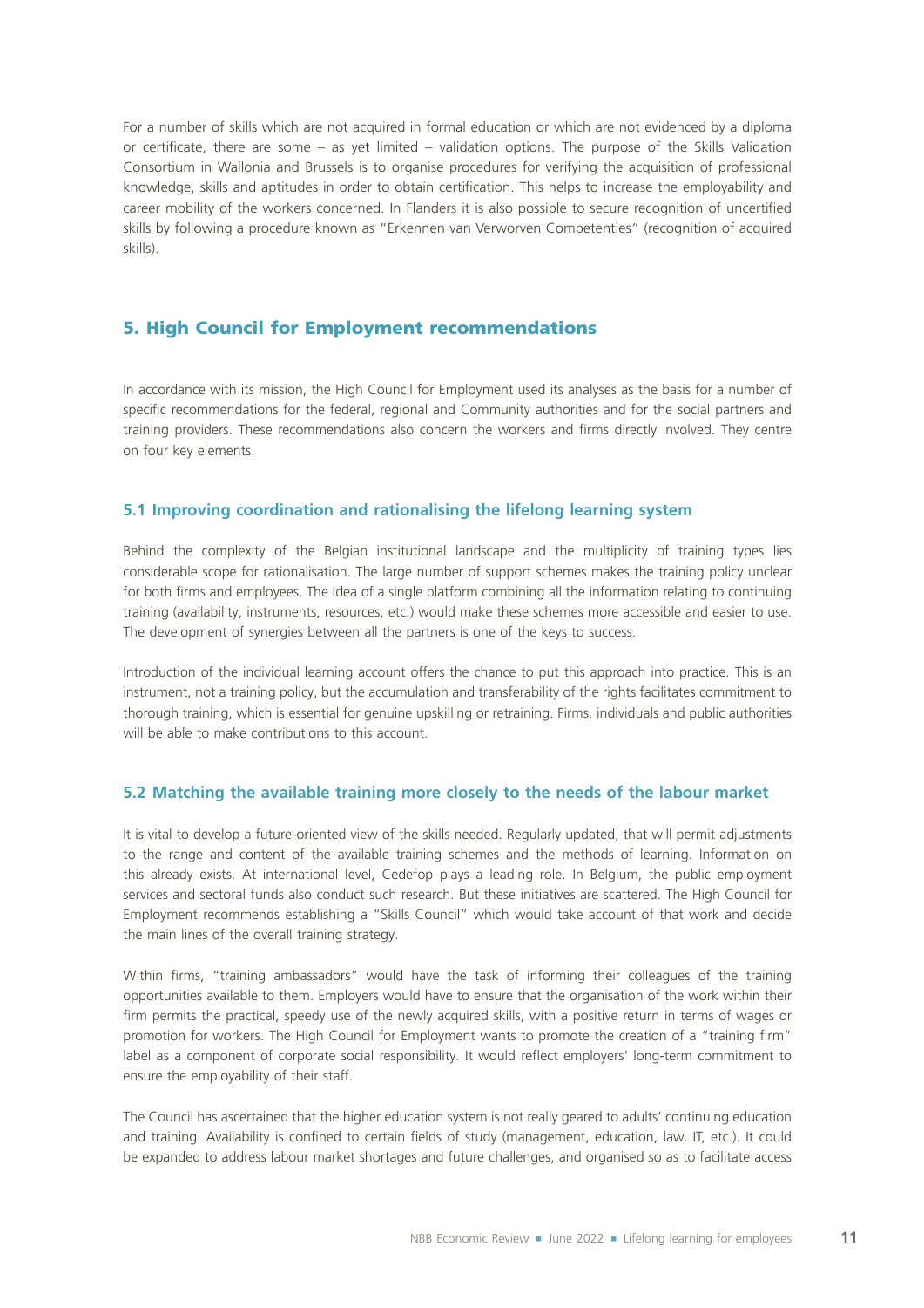For a number of skills which are not acquired in formal education or which are not evidenced by a diploma or certificate, there are some – as yet limited – validation options. The purpose of the Skills Validation Consortium in Wallonia and Brussels is to organise procedures for verifying the acquisition of professional knowledge, skills and aptitudes in order to obtain certification. This helps to increase the employability and career mobility of the workers concerned. In Flanders it is also possible to secure recognition of uncertified skills by following a procedure known as "Erkennen van Verworven Competenties" (recognition of acquired skills).

## 5. High Council for Employment recommendations

In accordance with its mission, the High Council for Employment used its analyses as the basis for a number of specific recommendations for the federal, regional and Community authorities and for the social partners and training providers. These recommendations also concern the workers and firms directly involved. They centre on four key elements.

### 5.1 Improving coordination and rationalising the lifelong learning system

Behind the complexity of the Belgian institutional landscape and the multiplicity of training types lies considerable scope for rationalisation. The large number of support schemes makes the training policy unclear for both firms and employees. The idea of a single platform combining all the information relating to continuing training (availability, instruments, resources, etc.) would make these schemes more accessible and easier to use. The development of synergies between all the partners is one of the keys to success.

Introduction of the individual learning account offers the chance to put this approach into practice. This is an instrument, not a training policy, but the accumulation and transferability of the rights facilitates commitment to thorough training, which is essential for genuine upskilling or retraining. Firms, individuals and public authorities will be able to make contributions to this account.

### 5.2 Matching the available training more closely to the needs of the labour market

It is vital to develop a future-oriented view of the skills needed. Regularly updated, that will permit adjustments to the range and content of the available training schemes and the methods of learning. Information on this already exists. At international level, Cedefop plays a leading role. In Belgium, the public employment services and sectoral funds also conduct such research. But these initiatives are scattered. The High Council for Employment recommends establishing a "Skills Council" which would take account of that work and decide the main lines of the overall training strategy.

Within firms, "training ambassadors" would have the task of informing their colleagues of the training opportunities available to them. Employers would have to ensure that the organisation of the work within their firm permits the practical, speedy use of the newly acquired skills, with a positive return in terms of wages or promotion for workers. The High Council for Employment wants to promote the creation of a "training firm" label as a component of corporate social responsibility. It would reflect employers' long-term commitment to ensure the employability of their staff.

The Council has ascertained that the higher education system is not really geared to adults' continuing education and training. Availability is confined to certain fields of study (management, education, law, IT, etc.). It could be expanded to address labour market shortages and future challenges, and organised so as to facilitate access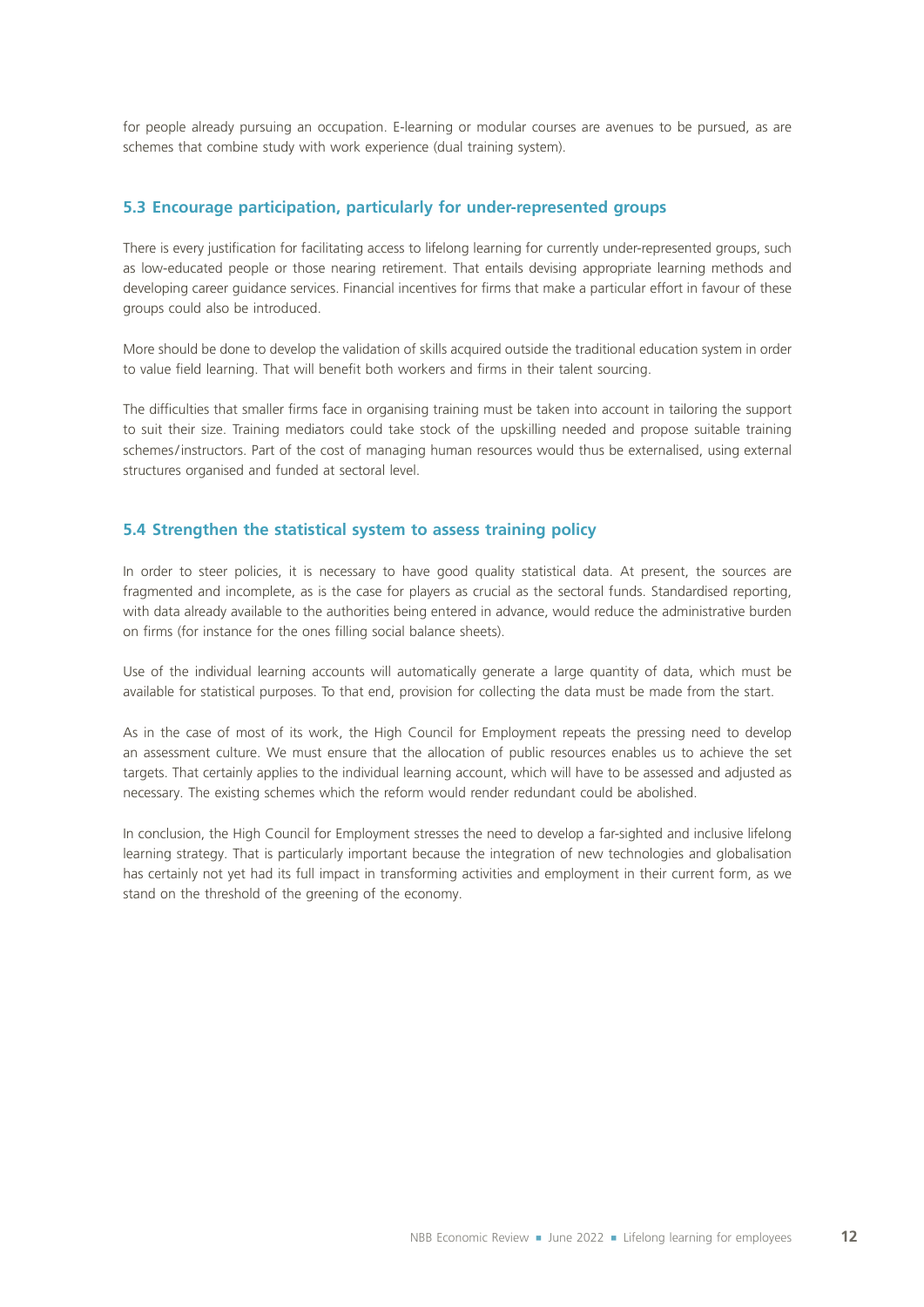for people already pursuing an occupation. E-learning or modular courses are avenues to be pursued, as are schemes that combine study with work experience (dual training system).

### 5.3 Encourage participation, particularly for under-represented groups

There is every justification for facilitating access to lifelong learning for currently under-represented groups, such as low-educated people or those nearing retirement. That entails devising appropriate learning methods and developing career guidance services. Financial incentives for firms that make a particular effort in favour of these groups could also be introduced.

More should be done to develop the validation of skills acquired outside the traditional education system in order to value field learning. That will benefit both workers and firms in their talent sourcing.

The difficulties that smaller firms face in organising training must be taken into account in tailoring the support to suit their size. Training mediators could take stock of the upskilling needed and propose suitable training schemes/instructors. Part of the cost of managing human resources would thus be externalised, using external structures organised and funded at sectoral level.

### 5.4 Strengthen the statistical system to assess training policy

In order to steer policies, it is necessary to have good quality statistical data. At present, the sources are fragmented and incomplete, as is the case for players as crucial as the sectoral funds. Standardised reporting, with data already available to the authorities being entered in advance, would reduce the administrative burden on firms (for instance for the ones filling social balance sheets).

Use of the individual learning accounts will automatically generate a large quantity of data, which must be available for statistical purposes. To that end, provision for collecting the data must be made from the start.

As in the case of most of its work, the High Council for Employment repeats the pressing need to develop an assessment culture. We must ensure that the allocation of public resources enables us to achieve the set targets. That certainly applies to the individual learning account, which will have to be assessed and adjusted as necessary. The existing schemes which the reform would render redundant could be abolished.

In conclusion, the High Council for Employment stresses the need to develop a far-sighted and inclusive lifelong learning strategy. That is particularly important because the integration of new technologies and globalisation has certainly not yet had its full impact in transforming activities and employment in their current form, as we stand on the threshold of the greening of the economy.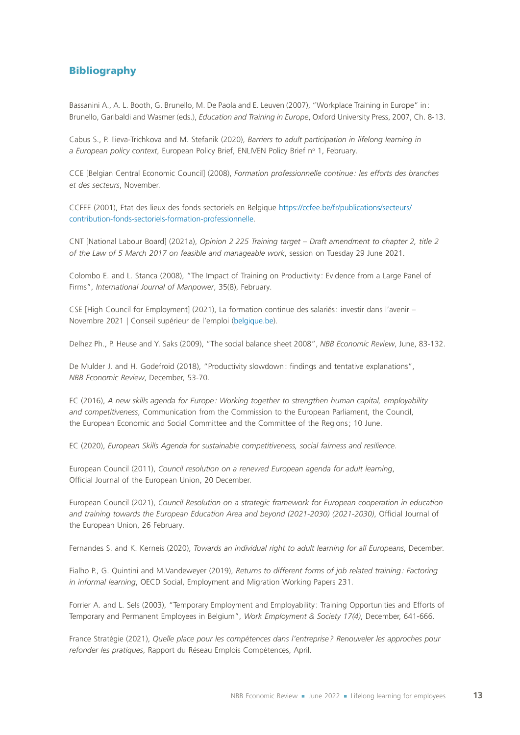## Bibliography

Bassanini A., A. L. Booth, G. Brunello, M. De Paola and E. Leuven (2007), "Workplace Training in Europe" in: Brunello, Garibaldi and Wasmer (eds.), *Education and Training in Europe*, Oxford University Press, 2007, Ch. 8-13.

Cabus S., P. Ilieva-Trichkova and M. Stefanik (2020), *Barriers to adult participation in lifelong learning in a European policy context*, European Policy Brief, ENLIVEN Policy Brief n° 1, February.

CCE [Belgian Central Economic Council] (2008), *Formation professionnelle continue : les efforts des branches et des secteurs*, November.

CCFEE (2001), Etat des lieux des fonds sectoriels en Belgique https://ccfee.be/fr/publications/secteurs/contribution-fonds-sectoriels-formation-professionnelle.

CNT [National Labour Board] (2021a), *Opinion 2 225 Training target – Draft amendment to chapter 2, title 2 of the Law of 5 March 2017 on feasible and manageable work*, session on Tuesday 29 June 2021.

Colombo E. and L. Stanca (2008), "The Impact of Training on Productivity: Evidence from a Large Panel of Firms", *International Journal of Manpower*, 35(8), February.

CSE [High Council for Employment] (2021), La formation continue des salariés: investir dans l'avenir – Novembre 2021 | Conseil supérieur de l'emploi (belgique.be).

Delhez Ph., P. Heuse and Y. Saks (2009), "The social balance sheet 2008", *NBB Economic Review*, June, 83-132.

De Mulder J. and H. Godefroid (2018), "Productivity slowdown: findings and tentative explanations", *NBB Economic Review*, December, 53-70.

EC (2016), *A new skills agenda for Europe: Working together to strengthen human capital, employability and competitiveness*, Communication from the Commission to the European Parliament, the Council, the European Economic and Social Committee and the Committee of the Regions; 10 June.

EC (2020), *European Skills Agenda for sustainable competitiveness, social fairness and resilience*.

European Council (2011), *Council resolution on a renewed European agenda for adult learning*, Official Journal of the European Union, 20 December.

European Council (2021), *Council Resolution on a strategic framework for European cooperation in education and training towards the European Education Area and beyond (2021-2030) (2021-2030)*, Official Journal of the European Union, 26 February.

Fernandes S. and K. Kerneis (2020), *Towards an individual right to adult learning for all Europeans*, December.

Fialho P., G. Quintini and M.Vandeweyer (2019), *Returns to different forms of job related training: Factoring in informal learning*, OECD Social, Employment and Migration Working Papers 231.

Forrier A. and L. Sels (2003), "Temporary Employment and Employability: Training Opportunities and Efforts of Temporary and Permanent Employees in Belgium", *Work Employment & Society 17(4)*, December, 641-666.

France Stratégie (2021), *Quelle place pour les compétences dans l'entreprise ? Renouveler les approches pour refonder les pratiques*, Rapport du Réseau Emplois Compétences, April.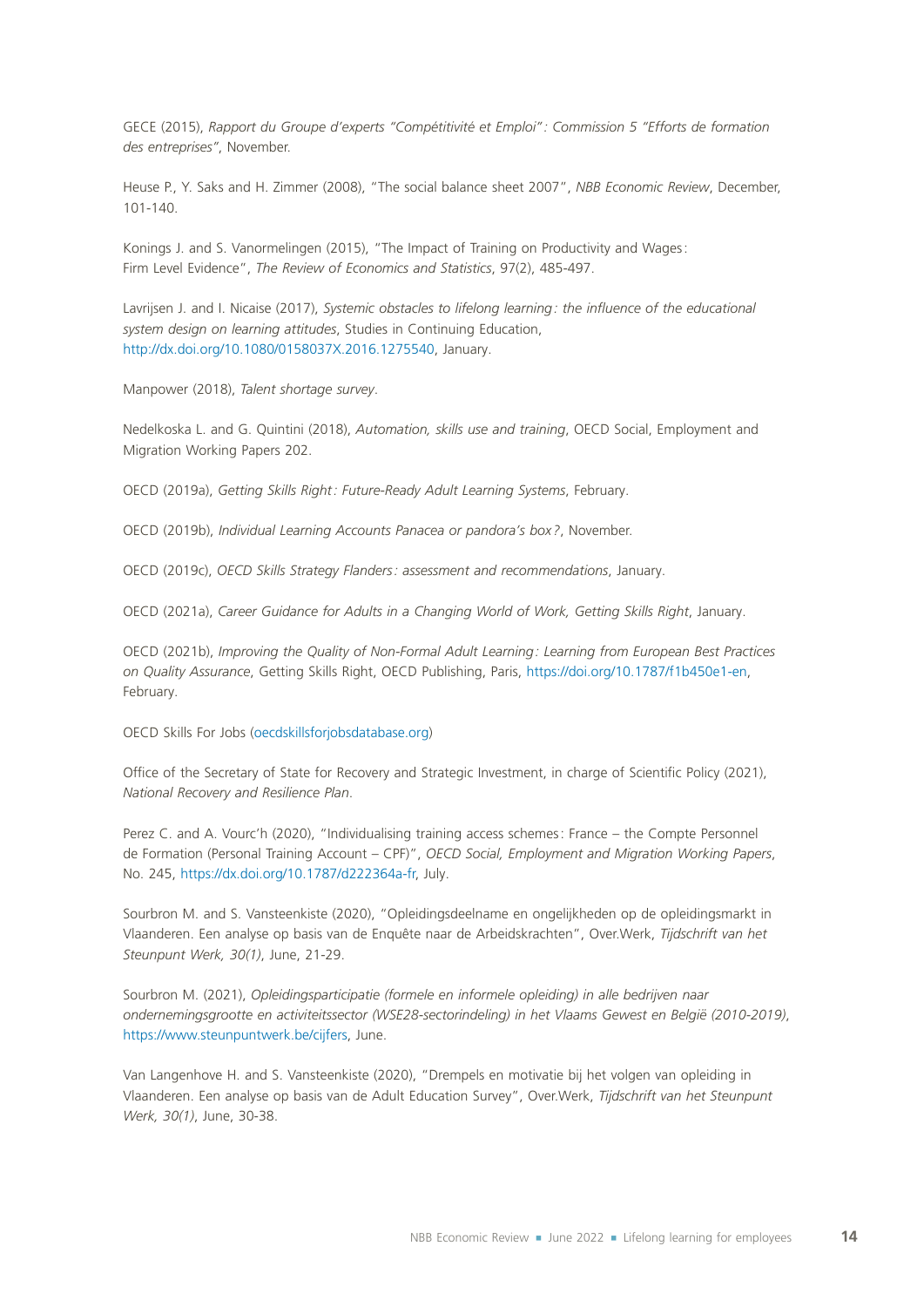GECE (2015), *Rapport du Groupe d'experts "Compétitivité et Emploi" : Commission 5 "Efforts de formation des entreprises"*, November.

Heuse P., Y. Saks and H. Zimmer (2008), "The social balance sheet 2007", *NBB Economic Review*, December, 101-140.

Konings J. and S. Vanormelingen (2015), "The Impact of Training on Productivity and Wages: Firm Level Evidence", *The Review of Economics and Statistics*, 97(2), 485-497.

Lavrijsen J. and I. Nicaise (2017), *Systemic obstacles to lifelong learning: the influence of the educational system design on learning attitudes*, Studies in Continuing Education, http://dx.doi.org/10.1080/0158037X.2016.1275540, January.

Manpower (2018), *Talent shortage survey*.

Nedelkoska L. and G. Quintini (2018), *Automation, skills use and training*, OECD Social, Employment and Migration Working Papers 202.

OECD (2019a), *Getting Skills Right: Future-Ready Adult Learning Systems*, February.

OECD (2019b), *Individual Learning Accounts Panacea or pandora's box?*, November.

OECD (2019c), *OECD Skills Strategy Flanders: assessment and recommendations*, January.

OECD (2021a), *Career Guidance for Adults in a Changing World of Work, Getting Skills Right*, January.

OECD (2021b), *Improving the Quality of Non-Formal Adult Learning: Learning from European Best Practices on Quality Assurance*, Getting Skills Right, OECD Publishing, Paris, https://doi.org/10.1787/f1b450e1-en, February.

OECD Skills For Jobs (oecdskillsforjobsdatabase.org)

Office of the Secretary of State for Recovery and Strategic Investment, in charge of Scientific Policy (2021), *National Recovery and Resilience Plan*.

Perez C. and A. Vourc'h (2020), "Individualising training access schemes: France – the Compte Personnel de Formation (Personal Training Account – CPF)", *OECD Social, Employment and Migration Working Papers*, No. 245, https://dx.doi.org/10.1787/d222364a-fr, July.

Sourbron M. and S. Vansteenkiste (2020), "Opleidingsdeelname en ongelijkheden op de opleidingsmarkt in Vlaanderen. Een analyse op basis van de Enquête naar de Arbeidskrachten", Over.Werk, *Tijdschrift van het Steunpunt Werk, 30(1)*, June, 21-29.

Sourbron M. (2021), *Opleidingsparticipatie (formele en informele opleiding) in alle bedrijven naar ondernemingsgrootte en activiteitssector (WSE28-sectorindeling) in het Vlaams Gewest en België (2010-2019)*, https://www.steunpuntwerk.be/cijfers, June.

Van Langenhove H. and S. Vansteenkiste (2020), "Drempels en motivatie bij het volgen van opleiding in Vlaanderen. Een analyse op basis van de Adult Education Survey", Over.Werk, *Tijdschrift van het Steunpunt Werk, 30(1)*, June, 30-38.